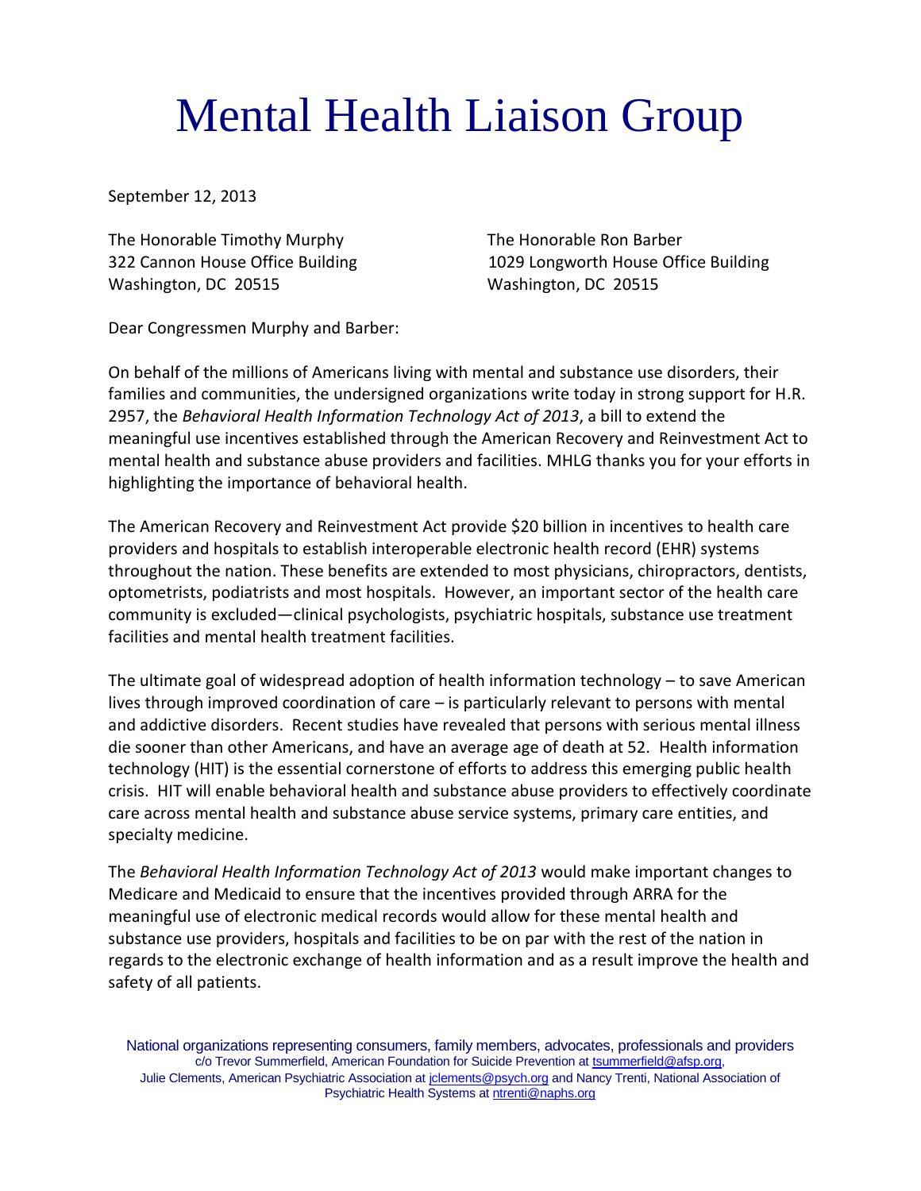# Mental Health Liaison Group

September 12, 2013

The Honorable Timothy Murphy
322 Cannon House Office Building
Washington, DC 20515

The Honorable Ron Barber
1029 Longworth House Office Building
Washington, DC 20515

Dear Congressmen Murphy and Barber:

On behalf of the millions of Americans living with mental and substance use disorders, their families and communities, the undersigned organizations write today in strong support for H.R. 2957, the *Behavioral Health Information Technology Act of 2013*, a bill to extend the meaningful use incentives established through the American Recovery and Reinvestment Act to mental health and substance abuse providers and facilities. MHLG thanks you for your efforts in highlighting the importance of behavioral health.

The American Recovery and Reinvestment Act provide $20 billion in incentives to health care providers and hospitals to establish interoperable electronic health record (EHR) systems throughout the nation. These benefits are extended to most physicians, chiropractors, dentists, optometrists, podiatrists and most hospitals. However, an important sector of the health care community is excluded—clinical psychologists, psychiatric hospitals, substance use treatment facilities and mental health treatment facilities.

The ultimate goal of widespread adoption of health information technology – to save American lives through improved coordination of care – is particularly relevant to persons with mental and addictive disorders. Recent studies have revealed that persons with serious mental illness die sooner than other Americans, and have an average age of death at 52. Health information technology (HIT) is the essential cornerstone of efforts to address this emerging public health crisis. HIT will enable behavioral health and substance abuse providers to effectively coordinate care across mental health and substance abuse service systems, primary care entities, and specialty medicine.

The *Behavioral Health Information Technology Act of 2013* would make important changes to Medicare and Medicaid to ensure that the incentives provided through ARRA for the meaningful use of electronic medical records would allow for these mental health and substance use providers, hospitals and facilities to be on par with the rest of the nation in regards to the electronic exchange of health information and as a result improve the health and safety of all patients.

National organizations representing consumers, family members, advocates, professionals and providers
c/o Trevor Summerfield, American Foundation for Suicide Prevention at tsummerfield@afsp.org,
Julie Clements, American Psychiatric Association at jclements@psych.org and Nancy Trenti, National Association of Psychiatric Health Systems at ntrenti@naphs.org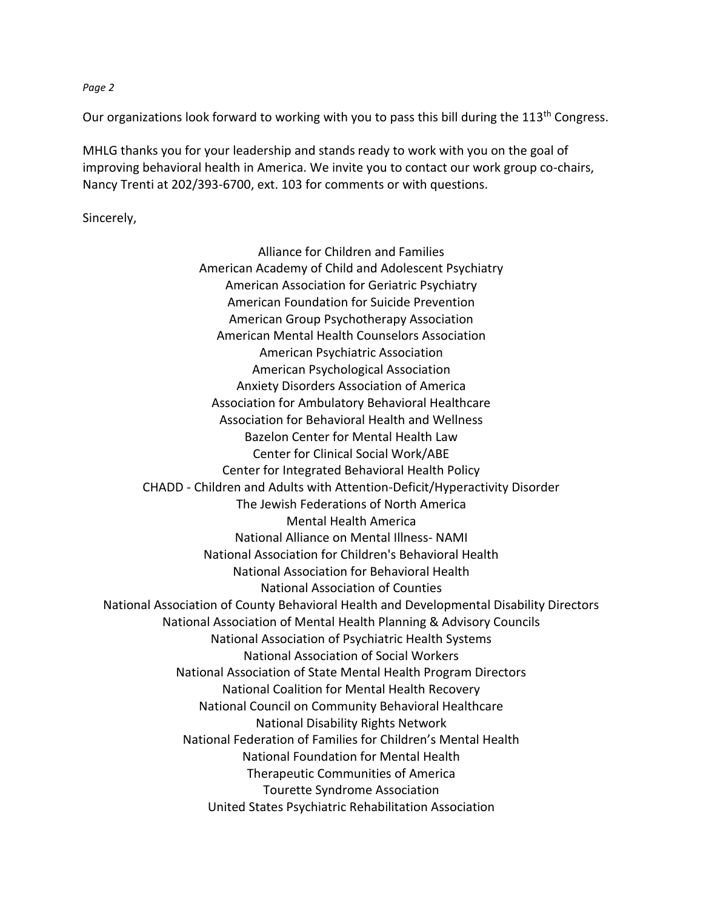Our organizations look forward to working with you to pass this bill during the 113th Congress.

MHLG thanks you for your leadership and stands ready to work with you on the goal of improving behavioral health in America. We invite you to contact our work group co-chairs, Nancy Trenti at 202/393-6700, ext. 103 for comments or with questions.

Sincerely,

Alliance for Children and Families
American Academy of Child and Adolescent Psychiatry
American Association for Geriatric Psychiatry
American Foundation for Suicide Prevention
American Group Psychotherapy Association
American Mental Health Counselors Association
American Psychiatric Association
American Psychological Association
Anxiety Disorders Association of America
Association for Ambulatory Behavioral Healthcare
Association for Behavioral Health and Wellness
Bazelon Center for Mental Health Law
Center for Clinical Social Work/ABE
Center for Integrated Behavioral Health Policy
CHADD - Children and Adults with Attention-Deficit/Hyperactivity Disorder
The Jewish Federations of North America
Mental Health America
National Alliance on Mental Illness- NAMI
National Association for Children's Behavioral Health
National Association for Behavioral Health
National Association of Counties
National Association of County Behavioral Health and Developmental Disability Directors
National Association of Mental Health Planning & Advisory Councils
National Association of Psychiatric Health Systems
National Association of Social Workers
National Association of State Mental Health Program Directors
National Coalition for Mental Health Recovery
National Council on Community Behavioral Healthcare
National Disability Rights Network
National Federation of Families for Children's Mental Health
National Foundation for Mental Health
Therapeutic Communities of America
Tourette Syndrome Association
United States Psychiatric Rehabilitation Association